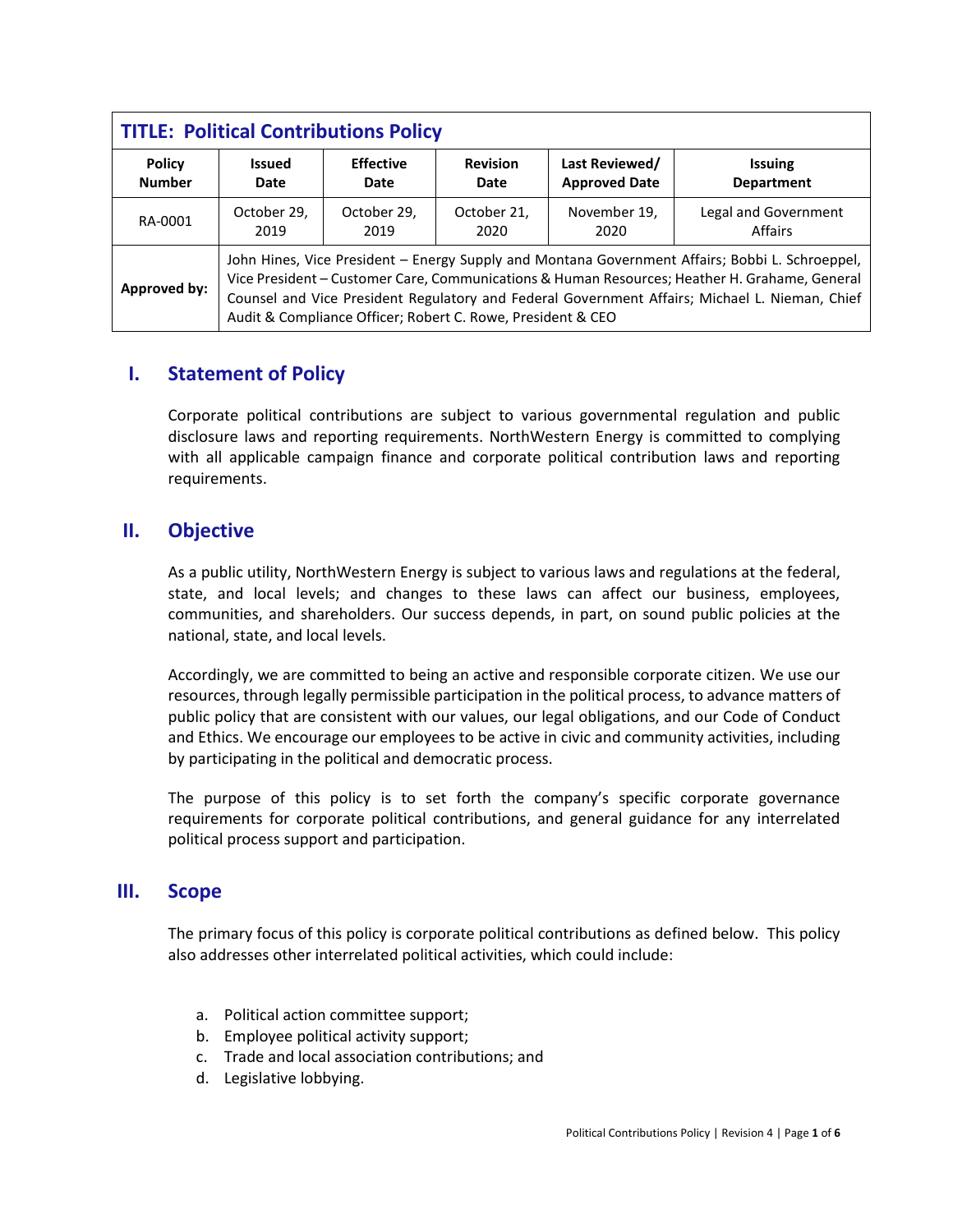| **TITLE: Political Contributions Policy** | | | | | |
|---|---|---|---|---|---|
| **Policy Number** | **Issued Date** | **Effective Date** | **Revision Date** | **Last Reviewed/ Approved Date** | **Issuing Department** |
| RA-0001 | October 29, 2019 | October 29, 2019 | October 21, 2020 | November 19, 2020 | Legal and Government Affairs |
| **Approved by:** | John Hines, Vice President – Energy Supply and Montana Government Affairs; Bobbi L. Schroeppel, Vice President – Customer Care, Communications & Human Resources; Heather H. Grahame, General Counsel and Vice President Regulatory and Federal Government Affairs; Michael L. Nieman, Chief Audit & Compliance Officer; Robert C. Rowe, President & CEO | | | | |

## I. Statement of Policy

Corporate political contributions are subject to various governmental regulation and public disclosure laws and reporting requirements. NorthWestern Energy is committed to complying with all applicable campaign finance and corporate political contribution laws and reporting requirements.

## II. Objective

As a public utility, NorthWestern Energy is subject to various laws and regulations at the federal, state, and local levels; and changes to these laws can affect our business, employees, communities, and shareholders. Our success depends, in part, on sound public policies at the national, state, and local levels.

Accordingly, we are committed to being an active and responsible corporate citizen. We use our resources, through legally permissible participation in the political process, to advance matters of public policy that are consistent with our values, our legal obligations, and our Code of Conduct and Ethics. We encourage our employees to be active in civic and community activities, including by participating in the political and democratic process.

The purpose of this policy is to set forth the company's specific corporate governance requirements for corporate political contributions, and general guidance for any interrelated political process support and participation.

## III. Scope

The primary focus of this policy is corporate political contributions as defined below. This policy also addresses other interrelated political activities, which could include:

a. Political action committee support;
b. Employee political activity support;
c. Trade and local association contributions; and
d. Legislative lobbying.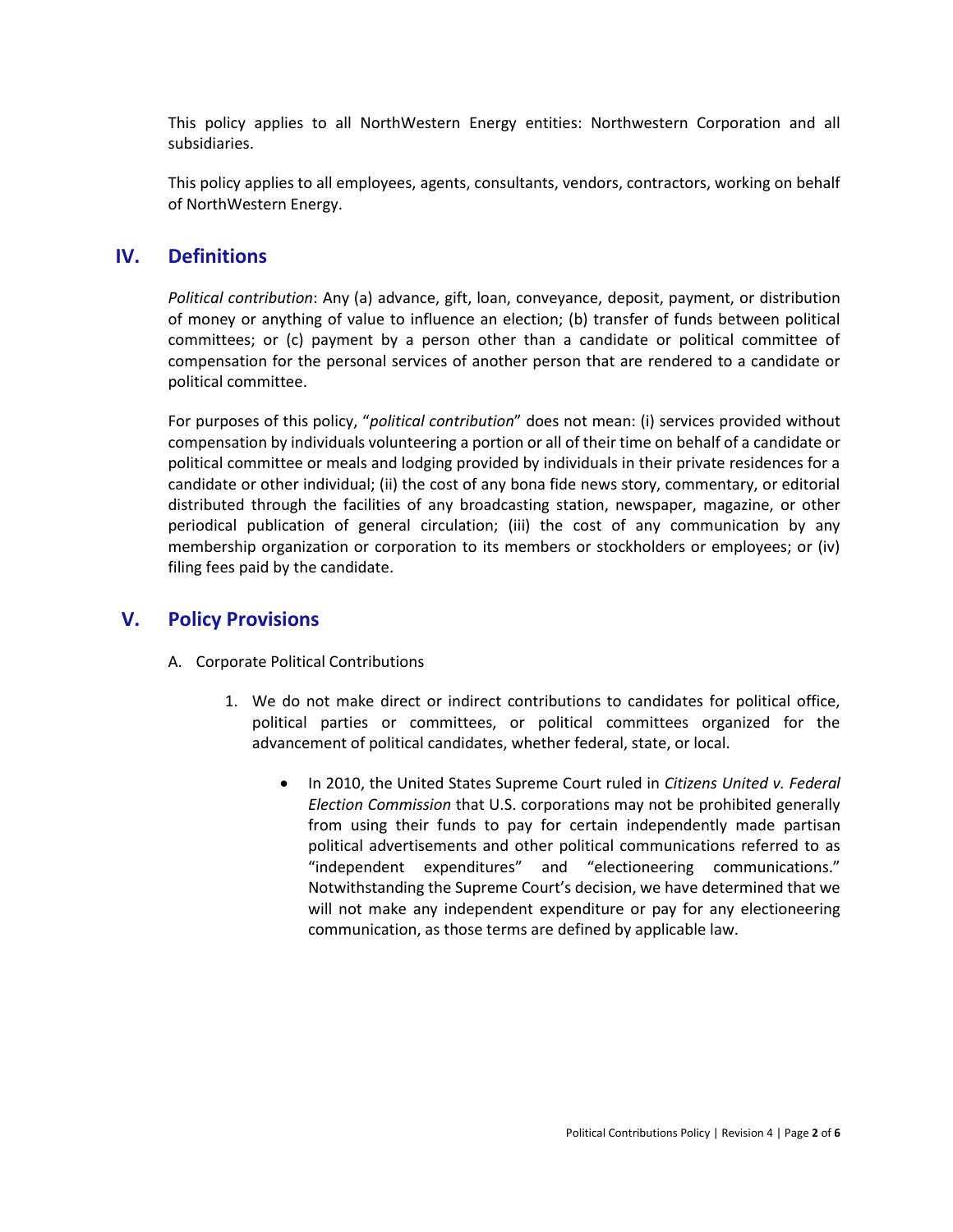This policy applies to all NorthWestern Energy entities: Northwestern Corporation and all subsidiaries.

This policy applies to all employees, agents, consultants, vendors, contractors, working on behalf of NorthWestern Energy.

## IV. Definitions

*Political contribution*: Any (a) advance, gift, loan, conveyance, deposit, payment, or distribution of money or anything of value to influence an election; (b) transfer of funds between political committees; or (c) payment by a person other than a candidate or political committee of compensation for the personal services of another person that are rendered to a candidate or political committee.

For purposes of this policy, "*political contribution*" does not mean: (i) services provided without compensation by individuals volunteering a portion or all of their time on behalf of a candidate or political committee or meals and lodging provided by individuals in their private residences for a candidate or other individual; (ii) the cost of any bona fide news story, commentary, or editorial distributed through the facilities of any broadcasting station, newspaper, magazine, or other periodical publication of general circulation; (iii) the cost of any communication by any membership organization or corporation to its members or stockholders or employees; or (iv) filing fees paid by the candidate.

## V. Policy Provisions

A. Corporate Political Contributions

1. We do not make direct or indirect contributions to candidates for political office, political parties or committees, or political committees organized for the advancement of political candidates, whether federal, state, or local.

   - In 2010, the United States Supreme Court ruled in *Citizens United v. Federal Election Commission* that U.S. corporations may not be prohibited generally from using their funds to pay for certain independently made partisan political advertisements and other political communications referred to as "independent expenditures" and "electioneering communications." Notwithstanding the Supreme Court's decision, we have determined that we will not make any independent expenditure or pay for any electioneering communication, as those terms are defined by applicable law.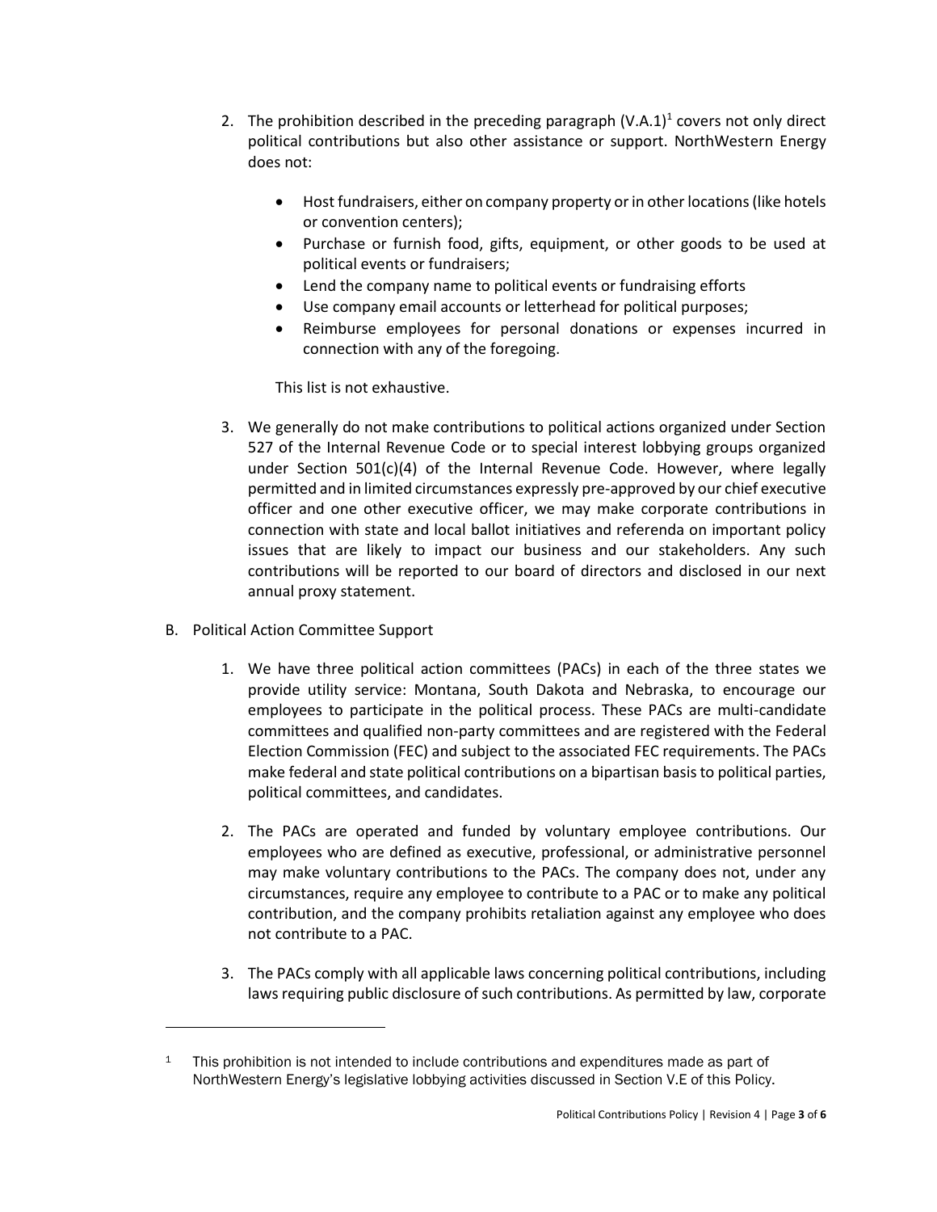2. The prohibition described in the preceding paragraph (V.A.1)[1] covers not only direct political contributions but also other assistance or support. NorthWestern Energy does not:

   - Host fundraisers, either on company property or in other locations (like hotels or convention centers);
   - Purchase or furnish food, gifts, equipment, or other goods to be used at political events or fundraisers;
   - Lend the company name to political events or fundraising efforts
   - Use company email accounts or letterhead for political purposes;
   - Reimburse employees for personal donations or expenses incurred in connection with any of the foregoing.

   This list is not exhaustive.

3. We generally do not make contributions to political actions organized under Section 527 of the Internal Revenue Code or to special interest lobbying groups organized under Section 501(c)(4) of the Internal Revenue Code. However, where legally permitted and in limited circumstances expressly pre-approved by our chief executive officer and one other executive officer, we may make corporate contributions in connection with state and local ballot initiatives and referenda on important policy issues that are likely to impact our business and our stakeholders. Any such contributions will be reported to our board of directors and disclosed in our next annual proxy statement.

B. Political Action Committee Support

1. We have three political action committees (PACs) in each of the three states we provide utility service: Montana, South Dakota and Nebraska, to encourage our employees to participate in the political process. These PACs are multi-candidate committees and qualified non-party committees and are registered with the Federal Election Commission (FEC) and subject to the associated FEC requirements. The PACs make federal and state political contributions on a bipartisan basis to political parties, political committees, and candidates.

2. The PACs are operated and funded by voluntary employee contributions. Our employees who are defined as executive, professional, or administrative personnel may make voluntary contributions to the PACs. The company does not, under any circumstances, require any employee to contribute to a PAC or to make any political contribution, and the company prohibits retaliation against any employee who does not contribute to a PAC.

3. The PACs comply with all applicable laws concerning political contributions, including laws requiring public disclosure of such contributions. As permitted by law, corporate

---

[1] This prohibition is not intended to include contributions and expenditures made as part of NorthWestern Energy's legislative lobbying activities discussed in Section V.E of this Policy.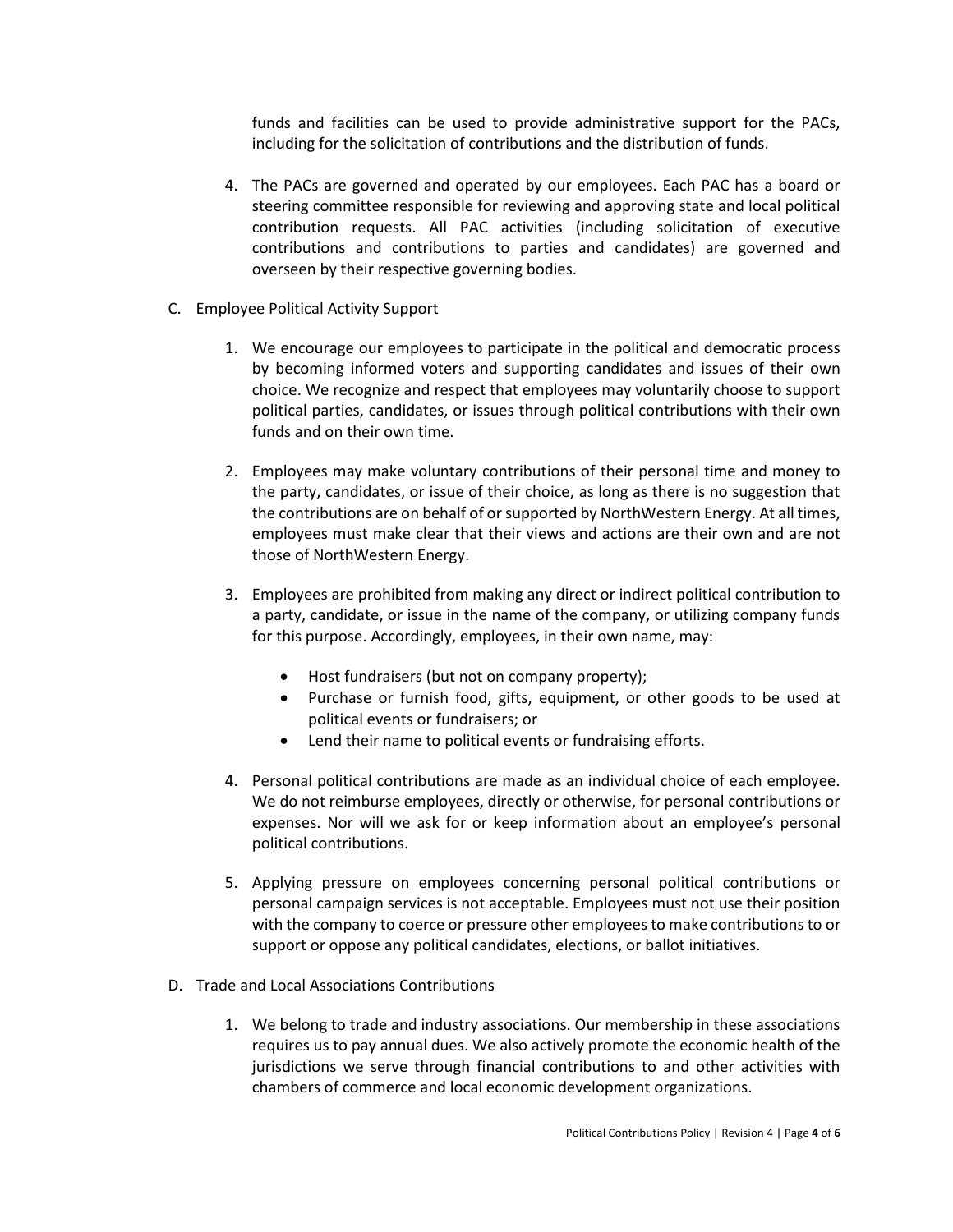funds and facilities can be used to provide administrative support for the PACs, including for the solicitation of contributions and the distribution of funds.

4. The PACs are governed and operated by our employees. Each PAC has a board or steering committee responsible for reviewing and approving state and local political contribution requests. All PAC activities (including solicitation of executive contributions and contributions to parties and candidates) are governed and overseen by their respective governing bodies.

C. Employee Political Activity Support

1. We encourage our employees to participate in the political and democratic process by becoming informed voters and supporting candidates and issues of their own choice. We recognize and respect that employees may voluntarily choose to support political parties, candidates, or issues through political contributions with their own funds and on their own time.

2. Employees may make voluntary contributions of their personal time and money to the party, candidates, or issue of their choice, as long as there is no suggestion that the contributions are on behalf of or supported by NorthWestern Energy. At all times, employees must make clear that their views and actions are their own and are not those of NorthWestern Energy.

3. Employees are prohibited from making any direct or indirect political contribution to a party, candidate, or issue in the name of the company, or utilizing company funds for this purpose. Accordingly, employees, in their own name, may:

   - Host fundraisers (but not on company property);
   - Purchase or furnish food, gifts, equipment, or other goods to be used at political events or fundraisers; or
   - Lend their name to political events or fundraising efforts.

4. Personal political contributions are made as an individual choice of each employee. We do not reimburse employees, directly or otherwise, for personal contributions or expenses. Nor will we ask for or keep information about an employee's personal political contributions.

5. Applying pressure on employees concerning personal political contributions or personal campaign services is not acceptable. Employees must not use their position with the company to coerce or pressure other employees to make contributions to or support or oppose any political candidates, elections, or ballot initiatives.

D. Trade and Local Associations Contributions

1. We belong to trade and industry associations. Our membership in these associations requires us to pay annual dues. We also actively promote the economic health of the jurisdictions we serve through financial contributions to and other activities with chambers of commerce and local economic development organizations.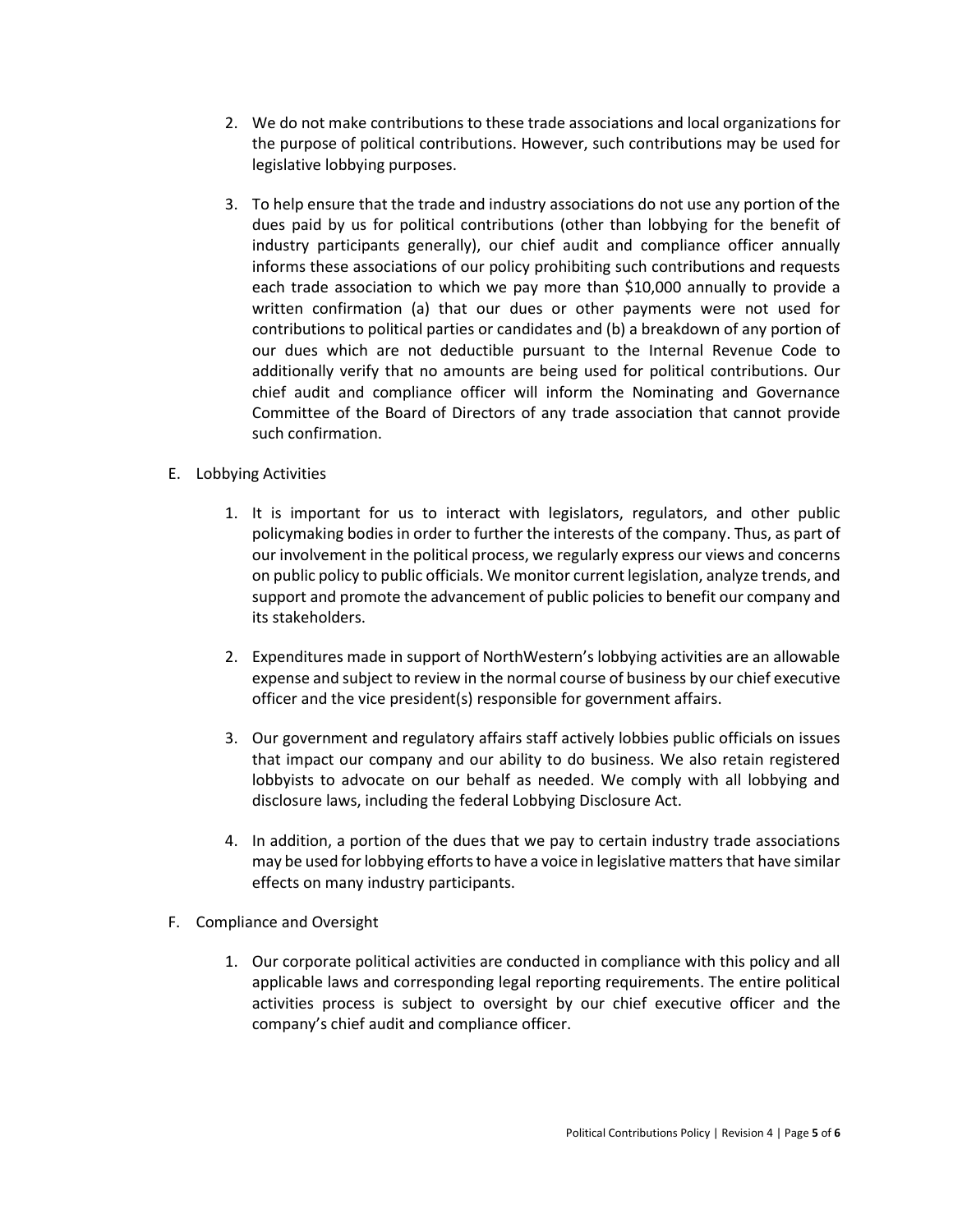2. We do not make contributions to these trade associations and local organizations for the purpose of political contributions. However, such contributions may be used for legislative lobbying purposes.

3. To help ensure that the trade and industry associations do not use any portion of the dues paid by us for political contributions (other than lobbying for the benefit of industry participants generally), our chief audit and compliance officer annually informs these associations of our policy prohibiting such contributions and requests each trade association to which we pay more than $10,000 annually to provide a written confirmation (a) that our dues or other payments were not used for contributions to political parties or candidates and (b) a breakdown of any portion of our dues which are not deductible pursuant to the Internal Revenue Code to additionally verify that no amounts are being used for political contributions. Our chief audit and compliance officer will inform the Nominating and Governance Committee of the Board of Directors of any trade association that cannot provide such confirmation.

E. Lobbying Activities

1. It is important for us to interact with legislators, regulators, and other public policymaking bodies in order to further the interests of the company. Thus, as part of our involvement in the political process, we regularly express our views and concerns on public policy to public officials. We monitor current legislation, analyze trends, and support and promote the advancement of public policies to benefit our company and its stakeholders.

2. Expenditures made in support of NorthWestern's lobbying activities are an allowable expense and subject to review in the normal course of business by our chief executive officer and the vice president(s) responsible for government affairs.

3. Our government and regulatory affairs staff actively lobbies public officials on issues that impact our company and our ability to do business. We also retain registered lobbyists to advocate on our behalf as needed. We comply with all lobbying and disclosure laws, including the federal Lobbying Disclosure Act.

4. In addition, a portion of the dues that we pay to certain industry trade associations may be used for lobbying efforts to have a voice in legislative matters that have similar effects on many industry participants.

F. Compliance and Oversight

1. Our corporate political activities are conducted in compliance with this policy and all applicable laws and corresponding legal reporting requirements. The entire political activities process is subject to oversight by our chief executive officer and the company's chief audit and compliance officer.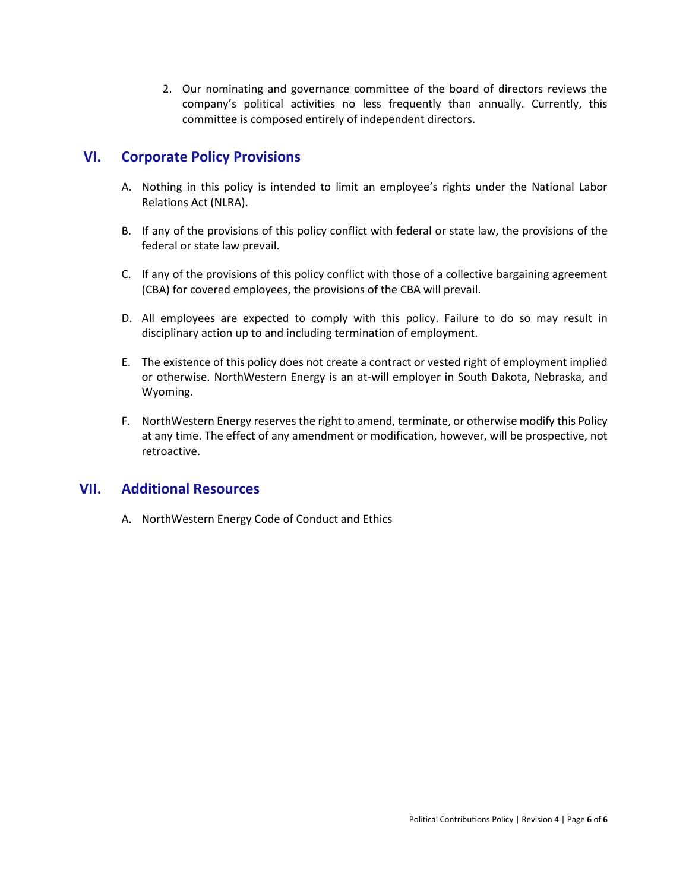2. Our nominating and governance committee of the board of directors reviews the company's political activities no less frequently than annually. Currently, this committee is composed entirely of independent directors.

## VI. Corporate Policy Provisions

A. Nothing in this policy is intended to limit an employee's rights under the National Labor Relations Act (NLRA).

B. If any of the provisions of this policy conflict with federal or state law, the provisions of the federal or state law prevail.

C. If any of the provisions of this policy conflict with those of a collective bargaining agreement (CBA) for covered employees, the provisions of the CBA will prevail.

D. All employees are expected to comply with this policy. Failure to do so may result in disciplinary action up to and including termination of employment.

E. The existence of this policy does not create a contract or vested right of employment implied or otherwise. NorthWestern Energy is an at-will employer in South Dakota, Nebraska, and Wyoming.

F. NorthWestern Energy reserves the right to amend, terminate, or otherwise modify this Policy at any time. The effect of any amendment or modification, however, will be prospective, not retroactive.

## VII. Additional Resources

A. NorthWestern Energy Code of Conduct and Ethics